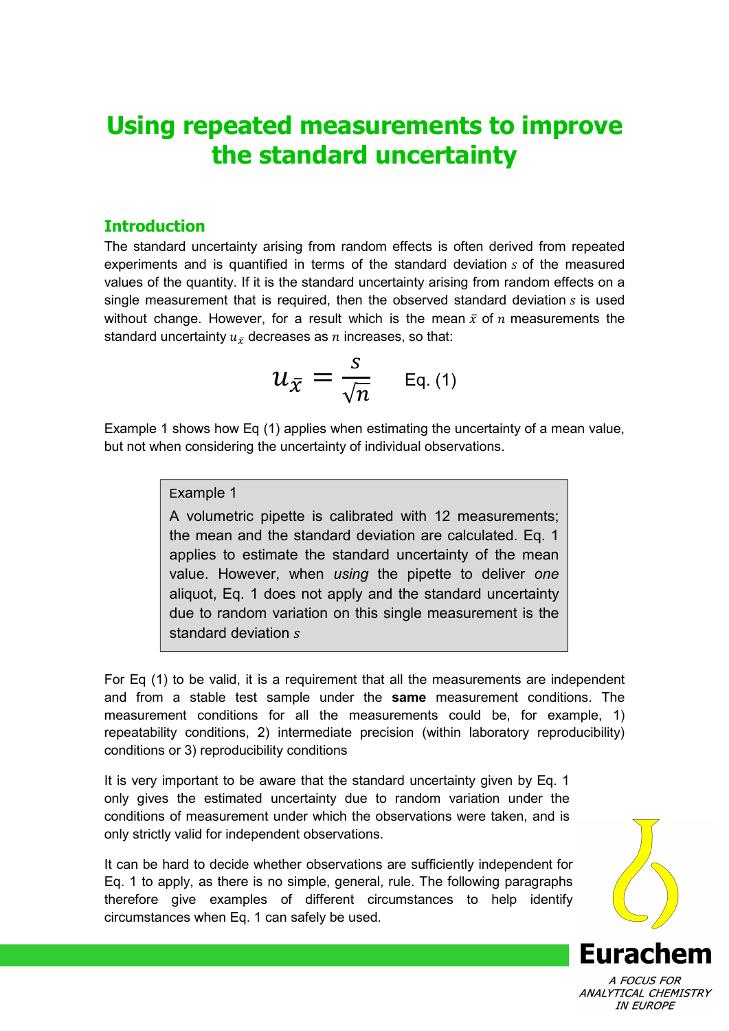# Using repeated measurements to improve the standard uncertainty

## Introduction

The standard uncertainty arising from random effects is often derived from repeated experiments and is quantified in terms of the standard deviation $s$ of the measured values of the quantity. If it is the standard uncertainty arising from random effects on a single measurement that is required, then the observed standard deviation $s$ is used without change. However, for a result which is the mean $\bar{x}$ of $n$ measurements the standard uncertainty $u_{\bar{x}}$ decreases as $n$ increases, so that:

$$u_{\bar{x}} = \frac{s}{\sqrt{n}} \quad \text{Eq. (1)}$$

Example 1 shows how Eq (1) applies when estimating the uncertainty of a mean value, but not when considering the uncertainty of individual observations.

> Example 1
>
> A volumetric pipette is calibrated with 12 measurements; the mean and the standard deviation are calculated. Eq. 1 applies to estimate the standard uncertainty of the mean value. However, when *using* the pipette to deliver *one* aliquot, Eq. 1 does not apply and the standard uncertainty due to random variation on this single measurement is the standard deviation $s$

For Eq (1) to be valid, it is a requirement that all the measurements are independent and from a stable test sample under the **same** measurement conditions. The measurement conditions for all the measurements could be, for example, 1) repeatability conditions, 2) intermediate precision (within laboratory reproducibility) conditions or 3) reproducibility conditions

It is very important to be aware that the standard uncertainty given by Eq. 1 only gives the estimated uncertainty due to random variation under the conditions of measurement under which the observations were taken, and is only strictly valid for independent observations.

It can be hard to decide whether observations are sufficiently independent for Eq. 1 to apply, as there is no simple, general, rule. The following paragraphs therefore give examples of different circumstances to help identify circumstances when Eq. 1 can safely be used.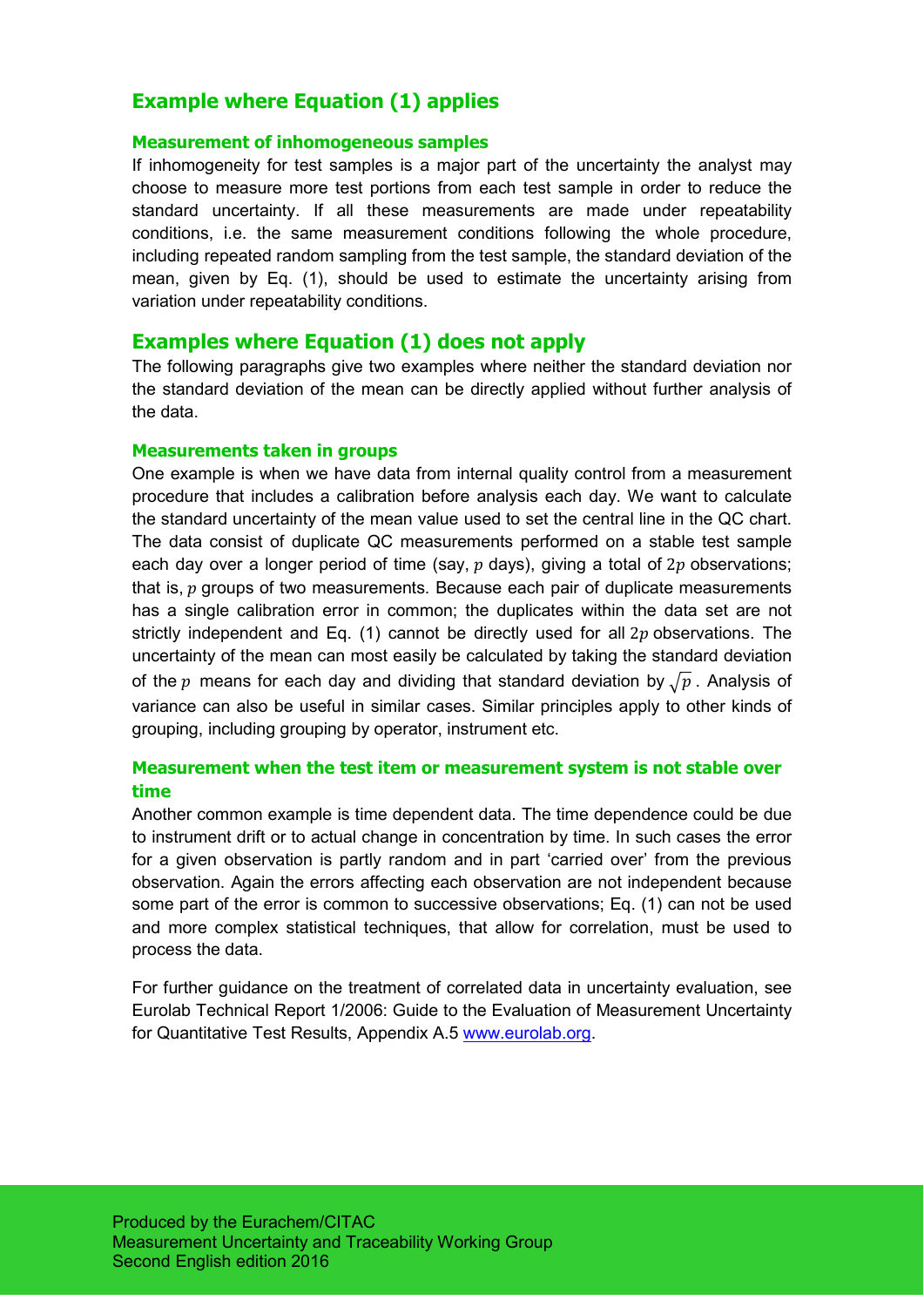## Example where Equation (1) applies

### Measurement of inhomogeneous samples

If inhomogeneity for test samples is a major part of the uncertainty the analyst may choose to measure more test portions from each test sample in order to reduce the standard uncertainty. If all these measurements are made under repeatability conditions, i.e. the same measurement conditions following the whole procedure, including repeated random sampling from the test sample, the standard deviation of the mean, given by Eq. (1), should be used to estimate the uncertainty arising from variation under repeatability conditions.

## Examples where Equation (1) does not apply

The following paragraphs give two examples where neither the standard deviation nor the standard deviation of the mean can be directly applied without further analysis of the data.

### Measurements taken in groups

One example is when we have data from internal quality control from a measurement procedure that includes a calibration before analysis each day. We want to calculate the standard uncertainty of the mean value used to set the central line in the QC chart. The data consist of duplicate QC measurements performed on a stable test sample each day over a longer period of time (say, $p$ days), giving a total of $2p$ observations; that is, $p$ groups of two measurements. Because each pair of duplicate measurements has a single calibration error in common; the duplicates within the data set are not strictly independent and Eq. (1) cannot be directly used for all $2p$ observations. The uncertainty of the mean can most easily be calculated by taking the standard deviation of the $p$ means for each day and dividing that standard deviation by $\sqrt{p}$. Analysis of variance can also be useful in similar cases. Similar principles apply to other kinds of grouping, including grouping by operator, instrument etc.

### Measurement when the test item or measurement system is not stable over time

Another common example is time dependent data. The time dependence could be due to instrument drift or to actual change in concentration by time. In such cases the error for a given observation is partly random and in part 'carried over' from the previous observation. Again the errors affecting each observation are not independent because some part of the error is common to successive observations; Eq. (1) can not be used and more complex statistical techniques, that allow for correlation, must be used to process the data.

For further guidance on the treatment of correlated data in uncertainty evaluation, see Eurolab Technical Report 1/2006: Guide to the Evaluation of Measurement Uncertainty for Quantitative Test Results, Appendix A.5 www.eurolab.org.

Produced by the Eurachem/CITAC
Measurement Uncertainty and Traceability Working Group
Second English edition 2016